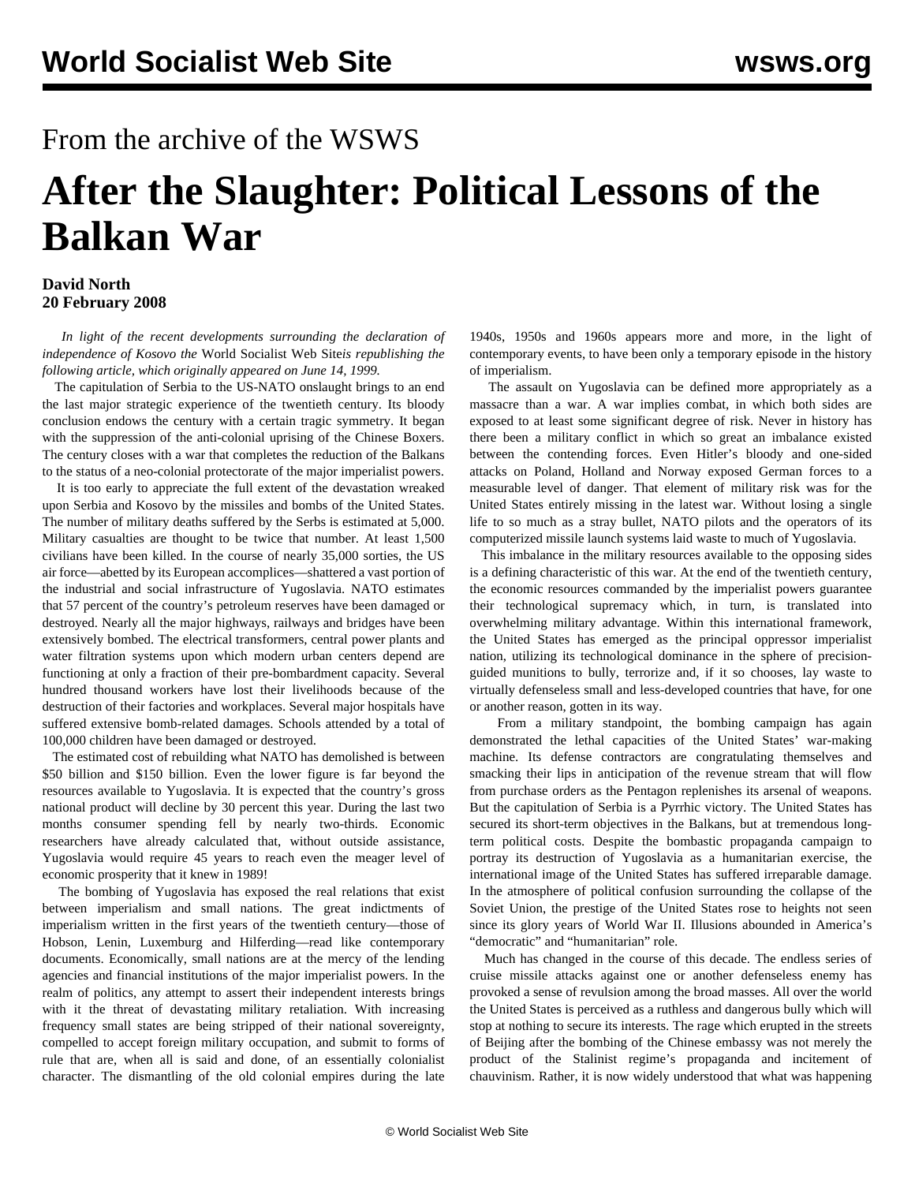From the archive of the WSWS

# After the Slaughter: Political Lessons of the Balkan War

**David North**
**20 February 2008**

*In light of the recent developments surrounding the declaration of independence of Kosovo the* World Socialist Web Site*is republishing the following article, which originally appeared on June 14, 1999.*

The capitulation of Serbia to the US-NATO onslaught brings to an end the last major strategic experience of the twentieth century. Its bloody conclusion endows the century with a certain tragic symmetry. It began with the suppression of the anti-colonial uprising of the Chinese Boxers. The century closes with a war that completes the reduction of the Balkans to the status of a neo-colonial protectorate of the major imperialist powers.

It is too early to appreciate the full extent of the devastation wreaked upon Serbia and Kosovo by the missiles and bombs of the United States. The number of military deaths suffered by the Serbs is estimated at 5,000. Military casualties are thought to be twice that number. At least 1,500 civilians have been killed. In the course of nearly 35,000 sorties, the US air force—abetted by its European accomplices—shattered a vast portion of the industrial and social infrastructure of Yugoslavia. NATO estimates that 57 percent of the country's petroleum reserves have been damaged or destroyed. Nearly all the major highways, railways and bridges have been extensively bombed. The electrical transformers, central power plants and water filtration systems upon which modern urban centers depend are functioning at only a fraction of their pre-bombardment capacity. Several hundred thousand workers have lost their livelihoods because of the destruction of their factories and workplaces. Several major hospitals have suffered extensive bomb-related damages. Schools attended by a total of 100,000 children have been damaged or destroyed.

The estimated cost of rebuilding what NATO has demolished is between $50 billion and $150 billion. Even the lower figure is far beyond the resources available to Yugoslavia. It is expected that the country's gross national product will decline by 30 percent this year. During the last two months consumer spending fell by nearly two-thirds. Economic researchers have already calculated that, without outside assistance, Yugoslavia would require 45 years to reach even the meager level of economic prosperity that it knew in 1989!

The bombing of Yugoslavia has exposed the real relations that exist between imperialism and small nations. The great indictments of imperialism written in the first years of the twentieth century—those of Hobson, Lenin, Luxemburg and Hilferding—read like contemporary documents. Economically, small nations are at the mercy of the lending agencies and financial institutions of the major imperialist powers. In the realm of politics, any attempt to assert their independent interests brings with it the threat of devastating military retaliation. With increasing frequency small states are being stripped of their national sovereignty, compelled to accept foreign military occupation, and submit to forms of rule that are, when all is said and done, of an essentially colonialist character. The dismantling of the old colonial empires during the late 1940s, 1950s and 1960s appears more and more, in the light of contemporary events, to have been only a temporary episode in the history of imperialism.

The assault on Yugoslavia can be defined more appropriately as a massacre than a war. A war implies combat, in which both sides are exposed to at least some significant degree of risk. Never in history has there been a military conflict in which so great an imbalance existed between the contending forces. Even Hitler's bloody and one-sided attacks on Poland, Holland and Norway exposed German forces to a measurable level of danger. That element of military risk was for the United States entirely missing in the latest war. Without losing a single life to so much as a stray bullet, NATO pilots and the operators of its computerized missile launch systems laid waste to much of Yugoslavia.

This imbalance in the military resources available to the opposing sides is a defining characteristic of this war. At the end of the twentieth century, the economic resources commanded by the imperialist powers guarantee their technological supremacy which, in turn, is translated into overwhelming military advantage. Within this international framework, the United States has emerged as the principal oppressor imperialist nation, utilizing its technological dominance in the sphere of precision-guided munitions to bully, terrorize and, if it so chooses, lay waste to virtually defenseless small and less-developed countries that have, for one or another reason, gotten in its way.

From a military standpoint, the bombing campaign has again demonstrated the lethal capacities of the United States' war-making machine. Its defense contractors are congratulating themselves and smacking their lips in anticipation of the revenue stream that will flow from purchase orders as the Pentagon replenishes its arsenal of weapons. But the capitulation of Serbia is a Pyrrhic victory. The United States has secured its short-term objectives in the Balkans, but at tremendous long-term political costs. Despite the bombastic propaganda campaign to portray its destruction of Yugoslavia as a humanitarian exercise, the international image of the United States has suffered irreparable damage. In the atmosphere of political confusion surrounding the collapse of the Soviet Union, the prestige of the United States rose to heights not seen since its glory years of World War II. Illusions abounded in America's "democratic" and "humanitarian" role.

Much has changed in the course of this decade. The endless series of cruise missile attacks against one or another defenseless enemy has provoked a sense of revulsion among the broad masses. All over the world the United States is perceived as a ruthless and dangerous bully which will stop at nothing to secure its interests. The rage which erupted in the streets of Beijing after the bombing of the Chinese embassy was not merely the product of the Stalinist regime's propaganda and incitement of chauvinism. Rather, it is now widely understood that what was happening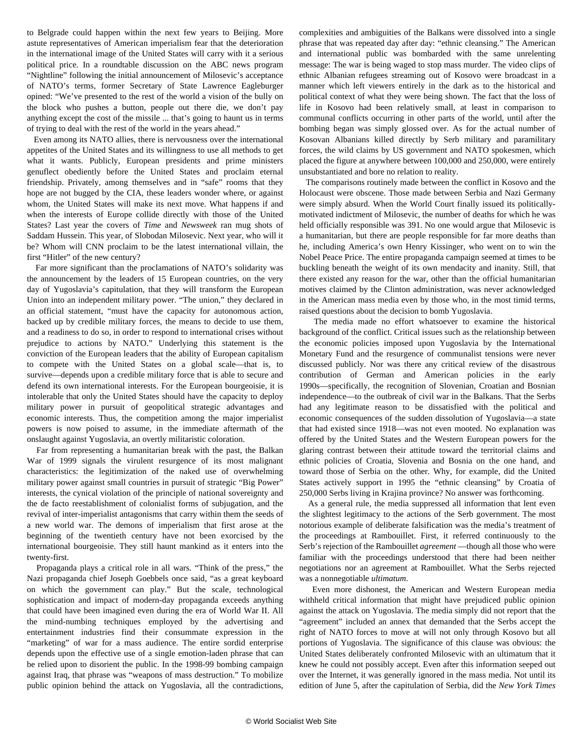to Belgrade could happen within the next few years to Beijing. More astute representatives of American imperialism fear that the deterioration in the international image of the United States will carry with it a serious political price. In a roundtable discussion on the ABC news program "Nightline" following the initial announcement of Milosevic's acceptance of NATO's terms, former Secretary of State Lawrence Eagleburger opined: "We've presented to the rest of the world a vision of the bully on the block who pushes a button, people out there die, we don't pay anything except the cost of the missile ... that's going to haunt us in terms of trying to deal with the rest of the world in the years ahead."

Even among its NATO allies, there is nervousness over the international appetites of the United States and its willingness to use all methods to get what it wants. Publicly, European presidents and prime ministers genuflect obediently before the United States and proclaim eternal friendship. Privately, among themselves and in "safe" rooms that they hope are not bugged by the CIA, these leaders wonder where, or against whom, the United States will make its next move. What happens if and when the interests of Europe collide directly with those of the United States? Last year the covers of *Time* and *Newsweek* ran mug shots of Saddam Hussein. This year, of Slobodan Milosevic. Next year, who will it be? Whom will CNN proclaim to be the latest international villain, the first "Hitler" of the new century?

Far more significant than the proclamations of NATO's solidarity was the announcement by the leaders of 15 European countries, on the very day of Yugoslavia's capitulation, that they will transform the European Union into an independent military power. "The union," they declared in an official statement, "must have the capacity for autonomous action, backed up by credible military forces, the means to decide to use them, and a readiness to do so, in order to respond to international crises without prejudice to actions by NATO." Underlying this statement is the conviction of the European leaders that the ability of European capitalism to compete with the United States on a global scale—that is, to survive—depends upon a credible military force that is able to secure and defend its own international interests. For the European bourgeoisie, it is intolerable that only the United States should have the capacity to deploy military power in pursuit of geopolitical strategic advantages and economic interests. Thus, the competition among the major imperialist powers is now poised to assume, in the immediate aftermath of the onslaught against Yugoslavia, an overtly militaristic coloration.

Far from representing a humanitarian break with the past, the Balkan War of 1999 signals the virulent resurgence of its most malignant characteristics: the legitimization of the naked use of overwhelming military power against small countries in pursuit of strategic "Big Power" interests, the cynical violation of the principle of national sovereignty and the de facto reestablishment of colonialist forms of subjugation, and the revival of inter-imperialist antagonisms that carry within them the seeds of a new world war. The demons of imperialism that first arose at the beginning of the twentieth century have not been exorcised by the international bourgeoisie. They still haunt mankind as it enters into the twenty-first.

Propaganda plays a critical role in all wars. "Think of the press," the Nazi propaganda chief Joseph Goebbels once said, "as a great keyboard on which the government can play." But the scale, technological sophistication and impact of modern-day propaganda exceeds anything that could have been imagined even during the era of World War II. All the mind-numbing techniques employed by the advertising and entertainment industries find their consummate expression in the "marketing" of war for a mass audience. The entire sordid enterprise depends upon the effective use of a single emotion-laden phrase that can be relied upon to disorient the public. In the 1998-99 bombing campaign against Iraq, that phrase was "weapons of mass destruction." To mobilize public opinion behind the attack on Yugoslavia, all the contradictions, complexities and ambiguities of the Balkans were dissolved into a single phrase that was repeated day after day: "ethnic cleansing." The American and international public was bombarded with the same unrelenting message: The war is being waged to stop mass murder. The video clips of ethnic Albanian refugees streaming out of Kosovo were broadcast in a manner which left viewers entirely in the dark as to the historical and political context of what they were being shown. The fact that the loss of life in Kosovo had been relatively small, at least in comparison to communal conflicts occurring in other parts of the world, until after the bombing began was simply glossed over. As for the actual number of Kosovan Albanians killed directly by Serb military and paramilitary forces, the wild claims by US government and NATO spokesmen, which placed the figure at anywhere between 100,000 and 250,000, were entirely unsubstantiated and bore no relation to reality.

The comparisons routinely made between the conflict in Kosovo and the Holocaust were obscene. Those made between Serbia and Nazi Germany were simply absurd. When the World Court finally issued its politically-motivated indictment of Milosevic, the number of deaths for which he was held officially responsible was 391. No one would argue that Milosevic is a humanitarian, but there are people responsible for far more deaths than he, including America's own Henry Kissinger, who went on to win the Nobel Peace Price. The entire propaganda campaign seemed at times to be buckling beneath the weight of its own mendacity and inanity. Still, that there existed any reason for the war, other than the official humanitarian motives claimed by the Clinton administration, was never acknowledged in the American mass media even by those who, in the most timid terms, raised questions about the decision to bomb Yugoslavia.

The media made no effort whatsoever to examine the historical background of the conflict. Critical issues such as the relationship between the economic policies imposed upon Yugoslavia by the International Monetary Fund and the resurgence of communalist tensions were never discussed publicly. Nor was there any critical review of the disastrous contribution of German and American policies in the early 1990s—specifically, the recognition of Slovenian, Croatian and Bosnian independence—to the outbreak of civil war in the Balkans. That the Serbs had any legitimate reason to be dissatisfied with the political and economic consequences of the sudden dissolution of Yugoslavia—a state that had existed since 1918—was not even mooted. No explanation was offered by the United States and the Western European powers for the glaring contrast between their attitude toward the territorial claims and ethnic policies of Croatia, Slovenia and Bosnia on the one hand, and toward those of Serbia on the other. Why, for example, did the United States actively support in 1995 the "ethnic cleansing" by Croatia of 250,000 Serbs living in Krajina province? No answer was forthcoming.

As a general rule, the media suppressed all information that lent even the slightest legitimacy to the actions of the Serb government. The most notorious example of deliberate falsification was the media's treatment of the proceedings at Rambouillet. First, it referred continuously to the Serb's rejection of the Rambouillet *agreement* —though all those who were familiar with the proceedings understood that there had been neither negotiations nor an agreement at Rambouillet. What the Serbs rejected was a nonnegotiable *ultimatum*.

Even more dishonest, the American and Western European media withheld critical information that might have prejudiced public opinion against the attack on Yugoslavia. The media simply did not report that the "agreement" included an annex that demanded that the Serbs accept the right of NATO forces to move at will not only through Kosovo but all portions of Yugoslavia. The significance of this clause was obvious: the United States deliberately confronted Milosevic with an ultimatum that it knew he could not possibly accept. Even after this information seeped out over the Internet, it was generally ignored in the mass media. Not until its edition of June 5, after the capitulation of Serbia, did the *New York Times*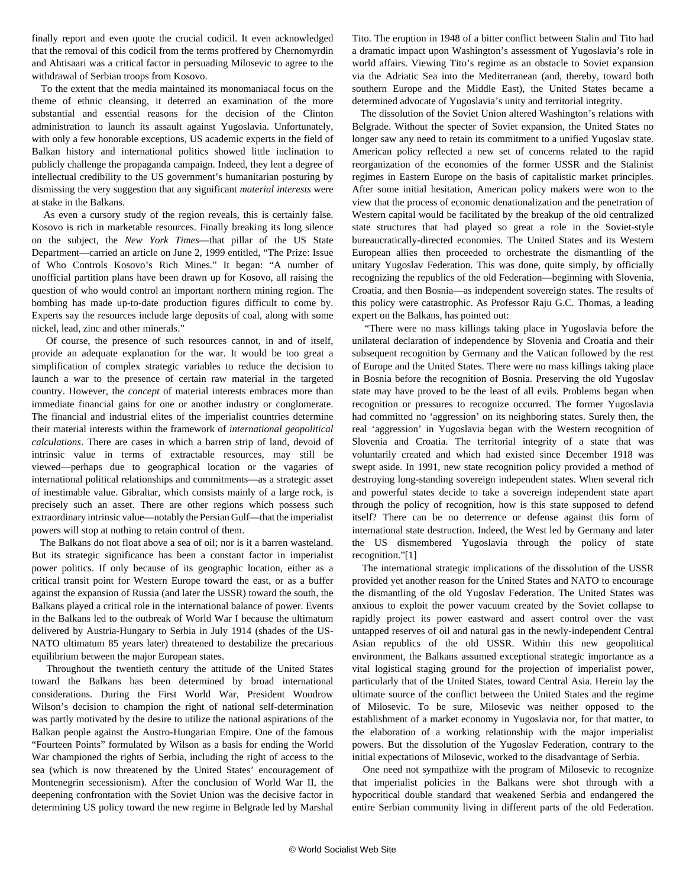finally report and even quote the crucial codicil. It even acknowledged that the removal of this codicil from the terms proffered by Chernomyrdin and Ahtisaari was a critical factor in persuading Milosevic to agree to the withdrawal of Serbian troops from Kosovo.

To the extent that the media maintained its monomaniacal focus on the theme of ethnic cleansing, it deterred an examination of the more substantial and essential reasons for the decision of the Clinton administration to launch its assault against Yugoslavia. Unfortunately, with only a few honorable exceptions, US academic experts in the field of Balkan history and international politics showed little inclination to publicly challenge the propaganda campaign. Indeed, they lent a degree of intellectual credibility to the US government's humanitarian posturing by dismissing the very suggestion that any significant *material interests* were at stake in the Balkans.

As even a cursory study of the region reveals, this is certainly false. Kosovo is rich in marketable resources. Finally breaking its long silence on the subject, the *New York Times*—that pillar of the US State Department—carried an article on June 2, 1999 entitled, "The Prize: Issue of Who Controls Kosovo's Rich Mines." It began: "A number of unofficial partition plans have been drawn up for Kosovo, all raising the question of who would control an important northern mining region. The bombing has made up-to-date production figures difficult to come by. Experts say the resources include large deposits of coal, along with some nickel, lead, zinc and other minerals."

Of course, the presence of such resources cannot, in and of itself, provide an adequate explanation for the war. It would be too great a simplification of complex strategic variables to reduce the decision to launch a war to the presence of certain raw material in the targeted country. However, the *concept* of material interests embraces more than immediate financial gains for one or another industry or conglomerate. The financial and industrial elites of the imperialist countries determine their material interests within the framework of *international geopolitical calculations*. There are cases in which a barren strip of land, devoid of intrinsic value in terms of extractable resources, may still be viewed—perhaps due to geographical location or the vagaries of international political relationships and commitments—as a strategic asset of inestimable value. Gibraltar, which consists mainly of a large rock, is precisely such an asset. There are other regions which possess such extraordinary intrinsic value—notably the Persian Gulf—that the imperialist powers will stop at nothing to retain control of them.

The Balkans do not float above a sea of oil; nor is it a barren wasteland. But its strategic significance has been a constant factor in imperialist power politics. If only because of its geographic location, either as a critical transit point for Western Europe toward the east, or as a buffer against the expansion of Russia (and later the USSR) toward the south, the Balkans played a critical role in the international balance of power. Events in the Balkans led to the outbreak of World War I because the ultimatum delivered by Austria-Hungary to Serbia in July 1914 (shades of the US-NATO ultimatum 85 years later) threatened to destabilize the precarious equilibrium between the major European states.

Throughout the twentieth century the attitude of the United States toward the Balkans has been determined by broad international considerations. During the First World War, President Woodrow Wilson's decision to champion the right of national self-determination was partly motivated by the desire to utilize the national aspirations of the Balkan people against the Austro-Hungarian Empire. One of the famous "Fourteen Points" formulated by Wilson as a basis for ending the World War championed the rights of Serbia, including the right of access to the sea (which is now threatened by the United States' encouragement of Montenegrin secessionism). After the conclusion of World War II, the deepening confrontation with the Soviet Union was the decisive factor in determining US policy toward the new regime in Belgrade led by Marshal Tito. The eruption in 1948 of a bitter conflict between Stalin and Tito had a dramatic impact upon Washington's assessment of Yugoslavia's role in world affairs. Viewing Tito's regime as an obstacle to Soviet expansion via the Adriatic Sea into the Mediterranean (and, thereby, toward both southern Europe and the Middle East), the United States became a determined advocate of Yugoslavia's unity and territorial integrity.

The dissolution of the Soviet Union altered Washington's relations with Belgrade. Without the specter of Soviet expansion, the United States no longer saw any need to retain its commitment to a unified Yugoslav state. American policy reflected a new set of concerns related to the rapid reorganization of the economies of the former USSR and the Stalinist regimes in Eastern Europe on the basis of capitalistic market principles. After some initial hesitation, American policy makers were won to the view that the process of economic denationalization and the penetration of Western capital would be facilitated by the breakup of the old centralized state structures that had played so great a role in the Soviet-style bureaucratically-directed economies. The United States and its Western European allies then proceeded to orchestrate the dismantling of the unitary Yugoslav Federation. This was done, quite simply, by officially recognizing the republics of the old Federation—beginning with Slovenia, Croatia, and then Bosnia—as independent sovereign states. The results of this policy were catastrophic. As Professor Raju G.C. Thomas, a leading expert on the Balkans, has pointed out:

"There were no mass killings taking place in Yugoslavia before the unilateral declaration of independence by Slovenia and Croatia and their subsequent recognition by Germany and the Vatican followed by the rest of Europe and the United States. There were no mass killings taking place in Bosnia before the recognition of Bosnia. Preserving the old Yugoslav state may have proved to be the least of all evils. Problems began when recognition or pressures to recognize occurred. The former Yugoslavia had committed no 'aggression' on its neighboring states. Surely then, the real 'aggression' in Yugoslavia began with the Western recognition of Slovenia and Croatia. The territorial integrity of a state that was voluntarily created and which had existed since December 1918 was swept aside. In 1991, new state recognition policy provided a method of destroying long-standing sovereign independent states. When several rich and powerful states decide to take a sovereign independent state apart through the policy of recognition, how is this state supposed to defend itself? There can be no deterrence or defense against this form of international state destruction. Indeed, the West led by Germany and later the US dismembered Yugoslavia through the policy of state recognition."[1]

The international strategic implications of the dissolution of the USSR provided yet another reason for the United States and NATO to encourage the dismantling of the old Yugoslav Federation. The United States was anxious to exploit the power vacuum created by the Soviet collapse to rapidly project its power eastward and assert control over the vast untapped reserves of oil and natural gas in the newly-independent Central Asian republics of the old USSR. Within this new geopolitical environment, the Balkans assumed exceptional strategic importance as a vital logistical staging ground for the projection of imperialist power, particularly that of the United States, toward Central Asia. Herein lay the ultimate source of the conflict between the United States and the regime of Milosevic. To be sure, Milosevic was neither opposed to the establishment of a market economy in Yugoslavia nor, for that matter, to the elaboration of a working relationship with the major imperialist powers. But the dissolution of the Yugoslav Federation, contrary to the initial expectations of Milosevic, worked to the disadvantage of Serbia.

One need not sympathize with the program of Milosevic to recognize that imperialist policies in the Balkans were shot through with a hypocritical double standard that weakened Serbia and endangered the entire Serbian community living in different parts of the old Federation.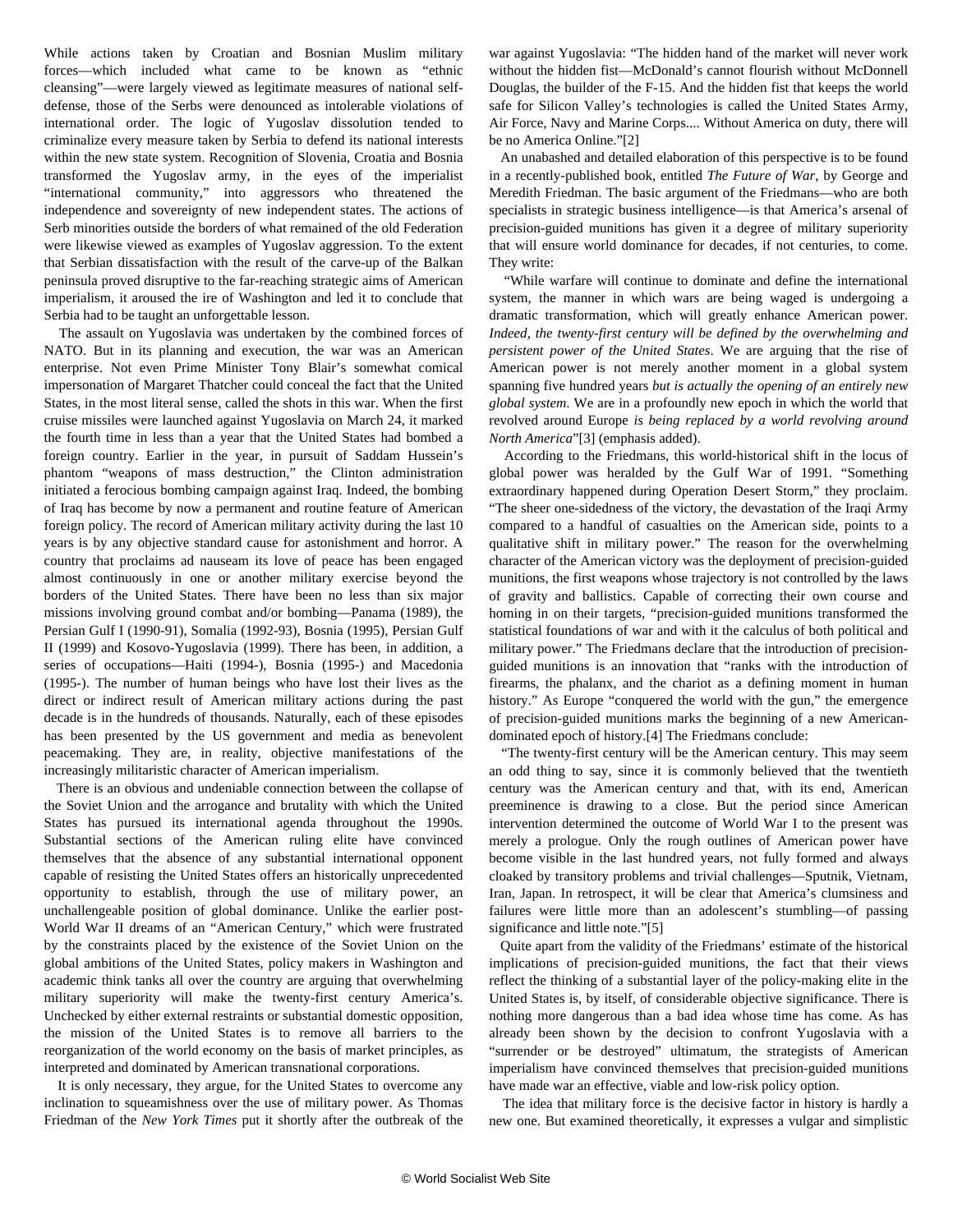While actions taken by Croatian and Bosnian Muslim military forces—which included what came to be known as "ethnic cleansing"—were largely viewed as legitimate measures of national self-defense, those of the Serbs were denounced as intolerable violations of international order. The logic of Yugoslav dissolution tended to criminalize every measure taken by Serbia to defend its national interests within the new state system. Recognition of Slovenia, Croatia and Bosnia transformed the Yugoslav army, in the eyes of the imperialist "international community," into aggressors who threatened the independence and sovereignty of new independent states. The actions of Serb minorities outside the borders of what remained of the old Federation were likewise viewed as examples of Yugoslav aggression. To the extent that Serbian dissatisfaction with the result of the carve-up of the Balkan peninsula proved disruptive to the far-reaching strategic aims of American imperialism, it aroused the ire of Washington and led it to conclude that Serbia had to be taught an unforgettable lesson.

The assault on Yugoslavia was undertaken by the combined forces of NATO. But in its planning and execution, the war was an American enterprise. Not even Prime Minister Tony Blair's somewhat comical impersonation of Margaret Thatcher could conceal the fact that the United States, in the most literal sense, called the shots in this war. When the first cruise missiles were launched against Yugoslavia on March 24, it marked the fourth time in less than a year that the United States had bombed a foreign country. Earlier in the year, in pursuit of Saddam Hussein's phantom "weapons of mass destruction," the Clinton administration initiated a ferocious bombing campaign against Iraq. Indeed, the bombing of Iraq has become by now a permanent and routine feature of American foreign policy. The record of American military activity during the last 10 years is by any objective standard cause for astonishment and horror. A country that proclaims ad nauseam its love of peace has been engaged almost continuously in one or another military exercise beyond the borders of the United States. There have been no less than six major missions involving ground combat and/or bombing—Panama (1989), the Persian Gulf I (1990-91), Somalia (1992-93), Bosnia (1995), Persian Gulf II (1999) and Kosovo-Yugoslavia (1999). There has been, in addition, a series of occupations—Haiti (1994-), Bosnia (1995-) and Macedonia (1995-). The number of human beings who have lost their lives as the direct or indirect result of American military actions during the past decade is in the hundreds of thousands. Naturally, each of these episodes has been presented by the US government and media as benevolent peacemaking. They are, in reality, objective manifestations of the increasingly militaristic character of American imperialism.

There is an obvious and undeniable connection between the collapse of the Soviet Union and the arrogance and brutality with which the United States has pursued its international agenda throughout the 1990s. Substantial sections of the American ruling elite have convinced themselves that the absence of any substantial international opponent capable of resisting the United States offers an historically unprecedented opportunity to establish, through the use of military power, an unchallengeable position of global dominance. Unlike the earlier post-World War II dreams of an "American Century," which were frustrated by the constraints placed by the existence of the Soviet Union on the global ambitions of the United States, policy makers in Washington and academic think tanks all over the country are arguing that overwhelming military superiority will make the twenty-first century America's. Unchecked by either external restraints or substantial domestic opposition, the mission of the United States is to remove all barriers to the reorganization of the world economy on the basis of market principles, as interpreted and dominated by American transnational corporations.

It is only necessary, they argue, for the United States to overcome any inclination to squeamishness over the use of military power. As Thomas Friedman of the *New York Times* put it shortly after the outbreak of the war against Yugoslavia: "The hidden hand of the market will never work without the hidden fist—McDonald's cannot flourish without McDonnell Douglas, the builder of the F-15. And the hidden fist that keeps the world safe for Silicon Valley's technologies is called the United States Army, Air Force, Navy and Marine Corps.... Without America on duty, there will be no America Online."[2]

An unabashed and detailed elaboration of this perspective is to be found in a recently-published book, entitled *The Future of War*, by George and Meredith Friedman. The basic argument of the Friedmans—who are both specialists in strategic business intelligence—is that America's arsenal of precision-guided munitions has given it a degree of military superiority that will ensure world dominance for decades, if not centuries, to come. They write:

"While warfare will continue to dominate and define the international system, the manner in which wars are being waged is undergoing a dramatic transformation, which will greatly enhance American power. *Indeed, the twenty-first century will be defined by the overwhelming and persistent power of the United States*. We are arguing that the rise of American power is not merely another moment in a global system spanning five hundred years *but is actually the opening of an entirely new global system*. We are in a profoundly new epoch in which the world that revolved around Europe *is being replaced by a world revolving around North America*"[3] (emphasis added).

According to the Friedmans, this world-historical shift in the locus of global power was heralded by the Gulf War of 1991. "Something extraordinary happened during Operation Desert Storm," they proclaim. "The sheer one-sidedness of the victory, the devastation of the Iraqi Army compared to a handful of casualties on the American side, points to a qualitative shift in military power." The reason for the overwhelming character of the American victory was the deployment of precision-guided munitions, the first weapons whose trajectory is not controlled by the laws of gravity and ballistics. Capable of correcting their own course and homing in on their targets, "precision-guided munitions transformed the statistical foundations of war and with it the calculus of both political and military power." The Friedmans declare that the introduction of precision-guided munitions is an innovation that "ranks with the introduction of firearms, the phalanx, and the chariot as a defining moment in human history." As Europe "conquered the world with the gun," the emergence of precision-guided munitions marks the beginning of a new American-dominated epoch of history.[4] The Friedmans conclude:

"The twenty-first century will be the American century. This may seem an odd thing to say, since it is commonly believed that the twentieth century was the American century and that, with its end, American preeminence is drawing to a close. But the period since American intervention determined the outcome of World War I to the present was merely a prologue. Only the rough outlines of American power have become visible in the last hundred years, not fully formed and always cloaked by transitory problems and trivial challenges—Sputnik, Vietnam, Iran, Japan. In retrospect, it will be clear that America's clumsiness and failures were little more than an adolescent's stumbling—of passing significance and little note."[5]

Quite apart from the validity of the Friedmans' estimate of the historical implications of precision-guided munitions, the fact that their views reflect the thinking of a substantial layer of the policy-making elite in the United States is, by itself, of considerable objective significance. There is nothing more dangerous than a bad idea whose time has come. As has already been shown by the decision to confront Yugoslavia with a "surrender or be destroyed" ultimatum, the strategists of American imperialism have convinced themselves that precision-guided munitions have made war an effective, viable and low-risk policy option.

The idea that military force is the decisive factor in history is hardly a new one. But examined theoretically, it expresses a vulgar and simplistic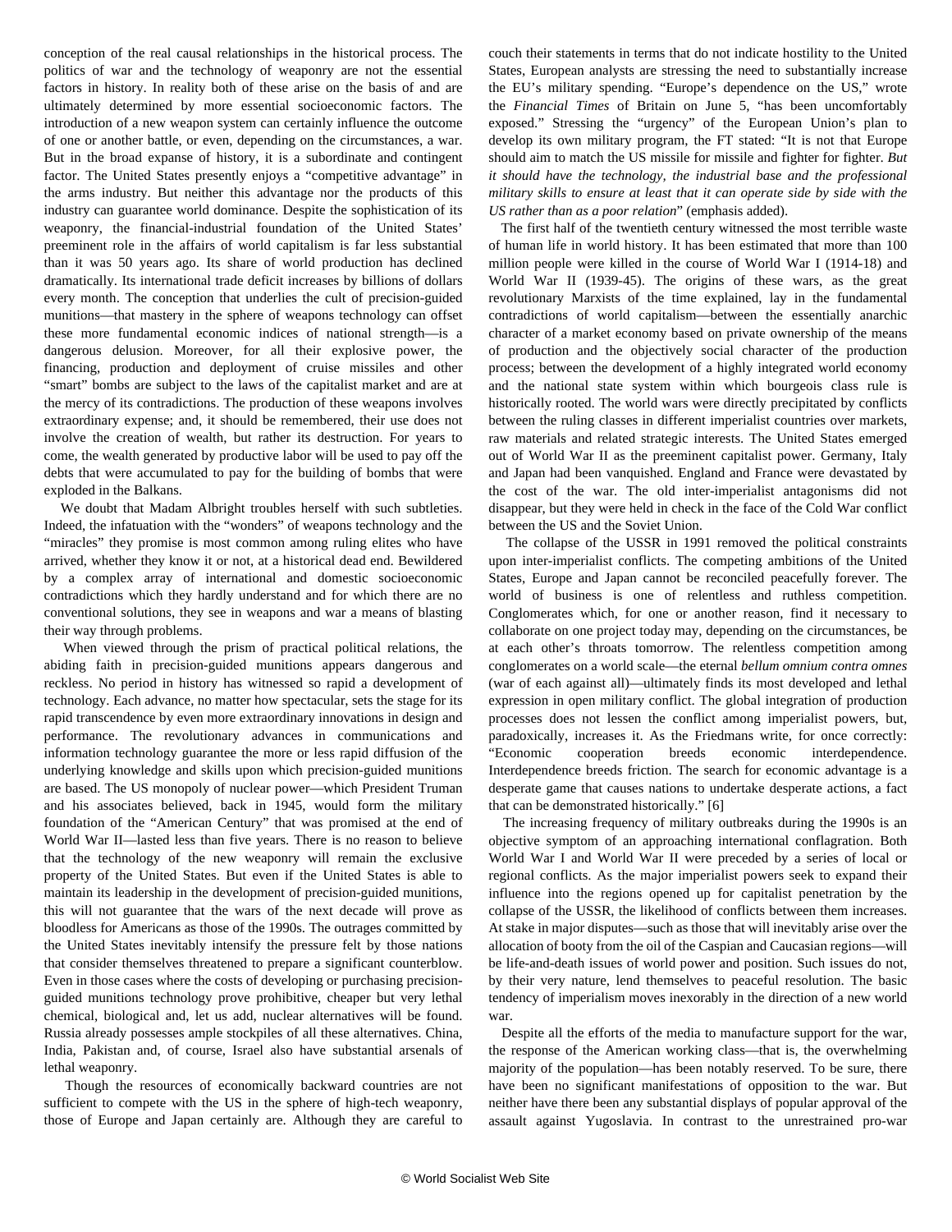conception of the real causal relationships in the historical process. The politics of war and the technology of weaponry are not the essential factors in history. In reality both of these arise on the basis of and are ultimately determined by more essential socioeconomic factors. The introduction of a new weapon system can certainly influence the outcome of one or another battle, or even, depending on the circumstances, a war. But in the broad expanse of history, it is a subordinate and contingent factor. The United States presently enjoys a "competitive advantage" in the arms industry. But neither this advantage nor the products of this industry can guarantee world dominance. Despite the sophistication of its weaponry, the financial-industrial foundation of the United States' preeminent role in the affairs of world capitalism is far less substantial than it was 50 years ago. Its share of world production has declined dramatically. Its international trade deficit increases by billions of dollars every month. The conception that underlies the cult of precision-guided munitions—that mastery in the sphere of weapons technology can offset these more fundamental economic indices of national strength—is a dangerous delusion. Moreover, for all their explosive power, the financing, production and deployment of cruise missiles and other "smart" bombs are subject to the laws of the capitalist market and are at the mercy of its contradictions. The production of these weapons involves extraordinary expense; and, it should be remembered, their use does not involve the creation of wealth, but rather its destruction. For years to come, the wealth generated by productive labor will be used to pay off the debts that were accumulated to pay for the building of bombs that were exploded in the Balkans.

We doubt that Madam Albright troubles herself with such subtleties. Indeed, the infatuation with the "wonders" of weapons technology and the "miracles" they promise is most common among ruling elites who have arrived, whether they know it or not, at a historical dead end. Bewildered by a complex array of international and domestic socioeconomic contradictions which they hardly understand and for which there are no conventional solutions, they see in weapons and war a means of blasting their way through problems.

When viewed through the prism of practical political relations, the abiding faith in precision-guided munitions appears dangerous and reckless. No period in history has witnessed so rapid a development of technology. Each advance, no matter how spectacular, sets the stage for its rapid transcendence by even more extraordinary innovations in design and performance. The revolutionary advances in communications and information technology guarantee the more or less rapid diffusion of the underlying knowledge and skills upon which precision-guided munitions are based. The US monopoly of nuclear power—which President Truman and his associates believed, back in 1945, would form the military foundation of the "American Century" that was promised at the end of World War II—lasted less than five years. There is no reason to believe that the technology of the new weaponry will remain the exclusive property of the United States. But even if the United States is able to maintain its leadership in the development of precision-guided munitions, this will not guarantee that the wars of the next decade will prove as bloodless for Americans as those of the 1990s. The outrages committed by the United States inevitably intensify the pressure felt by those nations that consider themselves threatened to prepare a significant counterblow. Even in those cases where the costs of developing or purchasing precision-guided munitions technology prove prohibitive, cheaper but very lethal chemical, biological and, let us add, nuclear alternatives will be found. Russia already possesses ample stockpiles of all these alternatives. China, India, Pakistan and, of course, Israel also have substantial arsenals of lethal weaponry.

Though the resources of economically backward countries are not sufficient to compete with the US in the sphere of high-tech weaponry, those of Europe and Japan certainly are. Although they are careful to couch their statements in terms that do not indicate hostility to the United States, European analysts are stressing the need to substantially increase the EU's military spending. "Europe's dependence on the US," wrote the *Financial Times* of Britain on June 5, "has been uncomfortably exposed." Stressing the "urgency" of the European Union's plan to develop its own military program, the FT stated: "It is not that Europe should aim to match the US missile for missile and fighter for fighter. *But it should have the technology, the industrial base and the professional military skills to ensure at least that it can operate side by side with the US rather than as a poor relation*" (emphasis added).

The first half of the twentieth century witnessed the most terrible waste of human life in world history. It has been estimated that more than 100 million people were killed in the course of World War I (1914-18) and World War II (1939-45). The origins of these wars, as the great revolutionary Marxists of the time explained, lay in the fundamental contradictions of world capitalism—between the essentially anarchic character of a market economy based on private ownership of the means of production and the objectively social character of the production process; between the development of a highly integrated world economy and the national state system within which bourgeois class rule is historically rooted. The world wars were directly precipitated by conflicts between the ruling classes in different imperialist countries over markets, raw materials and related strategic interests. The United States emerged out of World War II as the preeminent capitalist power. Germany, Italy and Japan had been vanquished. England and France were devastated by the cost of the war. The old inter-imperialist antagonisms did not disappear, but they were held in check in the face of the Cold War conflict between the US and the Soviet Union.

The collapse of the USSR in 1991 removed the political constraints upon inter-imperialist conflicts. The competing ambitions of the United States, Europe and Japan cannot be reconciled peacefully forever. The world of business is one of relentless and ruthless competition. Conglomerates which, for one or another reason, find it necessary to collaborate on one project today may, depending on the circumstances, be at each other's throats tomorrow. The relentless competition among conglomerates on a world scale—the eternal *bellum omnium contra omnes* (war of each against all)—ultimately finds its most developed and lethal expression in open military conflict. The global integration of production processes does not lessen the conflict among imperialist powers, but, paradoxically, increases it. As the Friedmans write, for once correctly: "Economic cooperation breeds economic interdependence. Interdependence breeds friction. The search for economic advantage is a desperate game that causes nations to undertake desperate actions, a fact that can be demonstrated historically." [6]

The increasing frequency of military outbreaks during the 1990s is an objective symptom of an approaching international conflagration. Both World War I and World War II were preceded by a series of local or regional conflicts. As the major imperialist powers seek to expand their influence into the regions opened up for capitalist penetration by the collapse of the USSR, the likelihood of conflicts between them increases. At stake in major disputes—such as those that will inevitably arise over the allocation of booty from the oil of the Caspian and Caucasian regions—will be life-and-death issues of world power and position. Such issues do not, by their very nature, lend themselves to peaceful resolution. The basic tendency of imperialism moves inexorably in the direction of a new world war.

Despite all the efforts of the media to manufacture support for the war, the response of the American working class—that is, the overwhelming majority of the population—has been notably reserved. To be sure, there have been no significant manifestations of opposition to the war. But neither have there been any substantial displays of popular approval of the assault against Yugoslavia. In contrast to the unrestrained pro-war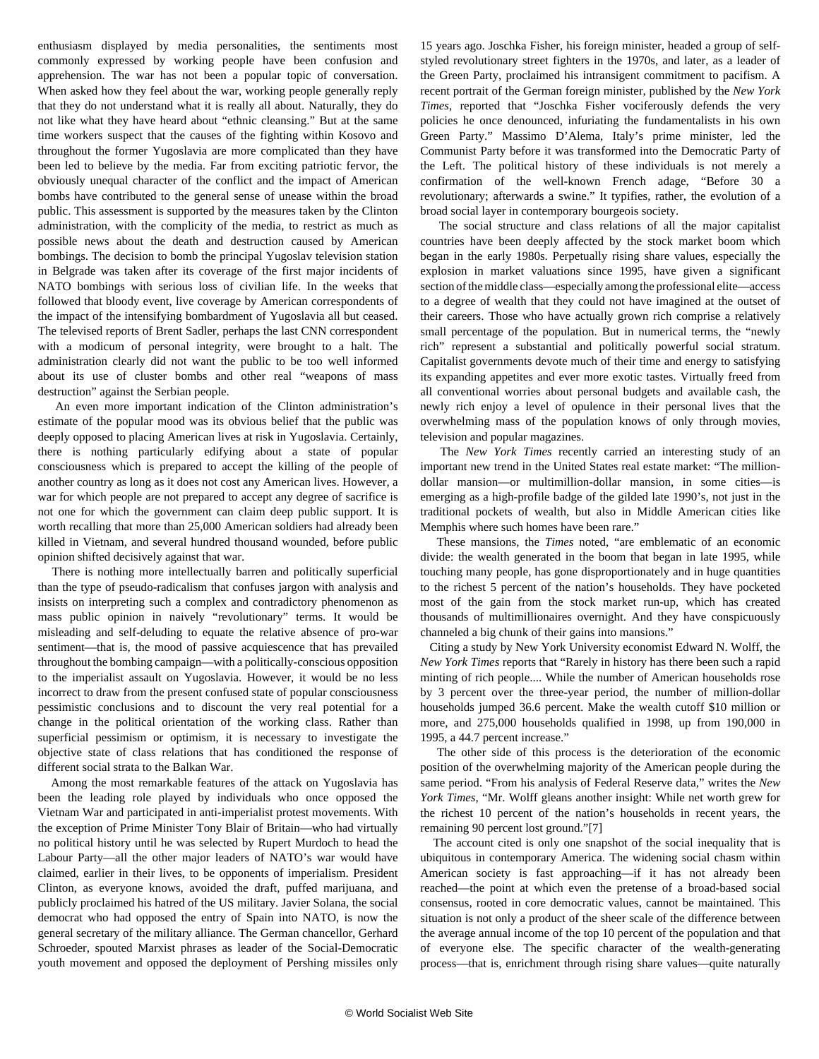enthusiasm displayed by media personalities, the sentiments most commonly expressed by working people have been confusion and apprehension. The war has not been a popular topic of conversation. When asked how they feel about the war, working people generally reply that they do not understand what it is really all about. Naturally, they do not like what they have heard about "ethnic cleansing." But at the same time workers suspect that the causes of the fighting within Kosovo and throughout the former Yugoslavia are more complicated than they have been led to believe by the media. Far from exciting patriotic fervor, the obviously unequal character of the conflict and the impact of American bombs have contributed to the general sense of unease within the broad public. This assessment is supported by the measures taken by the Clinton administration, with the complicity of the media, to restrict as much as possible news about the death and destruction caused by American bombings. The decision to bomb the principal Yugoslav television station in Belgrade was taken after its coverage of the first major incidents of NATO bombings with serious loss of civilian life. In the weeks that followed that bloody event, live coverage by American correspondents of the impact of the intensifying bombardment of Yugoslavia all but ceased. The televised reports of Brent Sadler, perhaps the last CNN correspondent with a modicum of personal integrity, were brought to a halt. The administration clearly did not want the public to be too well informed about its use of cluster bombs and other real "weapons of mass destruction" against the Serbian people.

An even more important indication of the Clinton administration's estimate of the popular mood was its obvious belief that the public was deeply opposed to placing American lives at risk in Yugoslavia. Certainly, there is nothing particularly edifying about a state of popular consciousness which is prepared to accept the killing of the people of another country as long as it does not cost any American lives. However, a war for which people are not prepared to accept any degree of sacrifice is not one for which the government can claim deep public support. It is worth recalling that more than 25,000 American soldiers had already been killed in Vietnam, and several hundred thousand wounded, before public opinion shifted decisively against that war.

There is nothing more intellectually barren and politically superficial than the type of pseudo-radicalism that confuses jargon with analysis and insists on interpreting such a complex and contradictory phenomenon as mass public opinion in naively "revolutionary" terms. It would be misleading and self-deluding to equate the relative absence of pro-war sentiment—that is, the mood of passive acquiescence that has prevailed throughout the bombing campaign—with a politically-conscious opposition to the imperialist assault on Yugoslavia. However, it would be no less incorrect to draw from the present confused state of popular consciousness pessimistic conclusions and to discount the very real potential for a change in the political orientation of the working class. Rather than superficial pessimism or optimism, it is necessary to investigate the objective state of class relations that has conditioned the response of different social strata to the Balkan War.

Among the most remarkable features of the attack on Yugoslavia has been the leading role played by individuals who once opposed the Vietnam War and participated in anti-imperialist protest movements. With the exception of Prime Minister Tony Blair of Britain—who had virtually no political history until he was selected by Rupert Murdoch to head the Labour Party—all the other major leaders of NATO's war would have claimed, earlier in their lives, to be opponents of imperialism. President Clinton, as everyone knows, avoided the draft, puffed marijuana, and publicly proclaimed his hatred of the US military. Javier Solana, the social democrat who had opposed the entry of Spain into NATO, is now the general secretary of the military alliance. The German chancellor, Gerhard Schroeder, spouted Marxist phrases as leader of the Social-Democratic youth movement and opposed the deployment of Pershing missiles only 15 years ago. Joschka Fisher, his foreign minister, headed a group of self-styled revolutionary street fighters in the 1970s, and later, as a leader of the Green Party, proclaimed his intransigent commitment to pacifism. A recent portrait of the German foreign minister, published by the *New York Times*, reported that "Joschka Fisher vociferously defends the very policies he once denounced, infuriating the fundamentalists in his own Green Party." Massimo D'Alema, Italy's prime minister, led the Communist Party before it was transformed into the Democratic Party of the Left. The political history of these individuals is not merely a confirmation of the well-known French adage, "Before 30 a revolutionary; afterwards a swine." It typifies, rather, the evolution of a broad social layer in contemporary bourgeois society.

The social structure and class relations of all the major capitalist countries have been deeply affected by the stock market boom which began in the early 1980s. Perpetually rising share values, especially the explosion in market valuations since 1995, have given a significant section of the middle class—especially among the professional elite—access to a degree of wealth that they could not have imagined at the outset of their careers. Those who have actually grown rich comprise a relatively small percentage of the population. But in numerical terms, the "newly rich" represent a substantial and politically powerful social stratum. Capitalist governments devote much of their time and energy to satisfying its expanding appetites and ever more exotic tastes. Virtually freed from all conventional worries about personal budgets and available cash, the newly rich enjoy a level of opulence in their personal lives that the overwhelming mass of the population knows of only through movies, television and popular magazines.

The *New York Times* recently carried an interesting study of an important new trend in the United States real estate market: "The million-dollar mansion—or multimillion-dollar mansion, in some cities—is emerging as a high-profile badge of the gilded late 1990's, not just in the traditional pockets of wealth, but also in Middle American cities like Memphis where such homes have been rare."

These mansions, the *Times* noted, "are emblematic of an economic divide: the wealth generated in the boom that began in late 1995, while touching many people, has gone disproportionately and in huge quantities to the richest 5 percent of the nation's households. They have pocketed most of the gain from the stock market run-up, which has created thousands of multimillionaires overnight. And they have conspicuously channeled a big chunk of their gains into mansions."

Citing a study by New York University economist Edward N. Wolff, the *New York Times* reports that "Rarely in history has there been such a rapid minting of rich people.... While the number of American households rose by 3 percent over the three-year period, the number of million-dollar households jumped 36.6 percent. Make the wealth cutoff $10 million or more, and 275,000 households qualified in 1998, up from 190,000 in 1995, a 44.7 percent increase."

The other side of this process is the deterioration of the economic position of the overwhelming majority of the American people during the same period. "From his analysis of Federal Reserve data," writes the *New York Times*, "Mr. Wolff gleans another insight: While net worth grew for the richest 10 percent of the nation's households in recent years, the remaining 90 percent lost ground."[7]

The account cited is only one snapshot of the social inequality that is ubiquitous in contemporary America. The widening social chasm within American society is fast approaching—if it has not already been reached—the point at which even the pretense of a broad-based social consensus, rooted in core democratic values, cannot be maintained. This situation is not only a product of the sheer scale of the difference between the average annual income of the top 10 percent of the population and that of everyone else. The specific character of the wealth-generating process—that is, enrichment through rising share values—quite naturally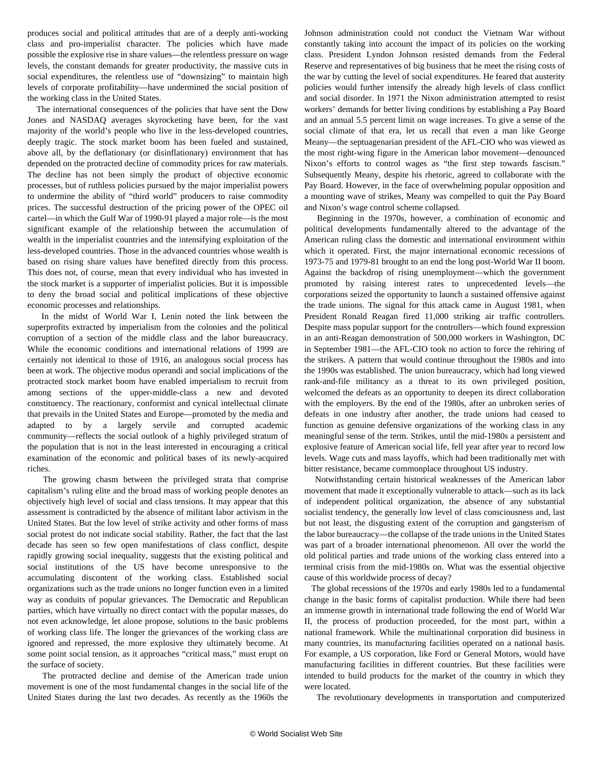produces social and political attitudes that are of a deeply anti-working class and pro-imperialist character. The policies which have made possible the explosive rise in share values—the relentless pressure on wage levels, the constant demands for greater productivity, the massive cuts in social expenditures, the relentless use of "downsizing" to maintain high levels of corporate profitability—have undermined the social position of the working class in the United States.

The international consequences of the policies that have sent the Dow Jones and NASDAQ averages skyrocketing have been, for the vast majority of the world's people who live in the less-developed countries, deeply tragic. The stock market boom has been fueled and sustained, above all, by the deflationary (or disinflationary) environment that has depended on the protracted decline of commodity prices for raw materials. The decline has not been simply the product of objective economic processes, but of ruthless policies pursued by the major imperialist powers to undermine the ability of "third world" producers to raise commodity prices. The successful destruction of the pricing power of the OPEC oil cartel—in which the Gulf War of 1990-91 played a major role—is the most significant example of the relationship between the accumulation of wealth in the imperialist countries and the intensifying exploitation of the less-developed countries. Those in the advanced countries whose wealth is based on rising share values have benefited directly from this process. This does not, of course, mean that every individual who has invested in the stock market is a supporter of imperialist policies. But it is impossible to deny the broad social and political implications of these objective economic processes and relationships.

In the midst of World War I, Lenin noted the link between the superprofits extracted by imperialism from the colonies and the political corruption of a section of the middle class and the labor bureaucracy. While the economic conditions and international relations of 1999 are certainly not identical to those of 1916, an analogous social process has been at work. The objective modus operandi and social implications of the protracted stock market boom have enabled imperialism to recruit from among sections of the upper-middle-class a new and devoted constituency. The reactionary, conformist and cynical intellectual climate that prevails in the United States and Europe—promoted by the media and adapted to by a largely servile and corrupted academic community—reflects the social outlook of a highly privileged stratum of the population that is not in the least interested in encouraging a critical examination of the economic and political bases of its newly-acquired riches.

The growing chasm between the privileged strata that comprise capitalism's ruling elite and the broad mass of working people denotes an objectively high level of social and class tensions. It may appear that this assessment is contradicted by the absence of militant labor activism in the United States. But the low level of strike activity and other forms of mass social protest do not indicate social stability. Rather, the fact that the last decade has seen so few open manifestations of class conflict, despite rapidly growing social inequality, suggests that the existing political and social institutions of the US have become unresponsive to the accumulating discontent of the working class. Established social organizations such as the trade unions no longer function even in a limited way as conduits of popular grievances. The Democratic and Republican parties, which have virtually no direct contact with the popular masses, do not even acknowledge, let alone propose, solutions to the basic problems of working class life. The longer the grievances of the working class are ignored and repressed, the more explosive they ultimately become. At some point social tension, as it approaches "critical mass," must erupt on the surface of society.

The protracted decline and demise of the American trade union movement is one of the most fundamental changes in the social life of the United States during the last two decades. As recently as the 1960s the Johnson administration could not conduct the Vietnam War without constantly taking into account the impact of its policies on the working class. President Lyndon Johnson resisted demands from the Federal Reserve and representatives of big business that he meet the rising costs of the war by cutting the level of social expenditures. He feared that austerity policies would further intensify the already high levels of class conflict and social disorder. In 1971 the Nixon administration attempted to resist workers' demands for better living conditions by establishing a Pay Board and an annual 5.5 percent limit on wage increases. To give a sense of the social climate of that era, let us recall that even a man like George Meany—the septuagenarian president of the AFL-CIO who was viewed as the most right-wing figure in the American labor movement—denounced Nixon's efforts to control wages as "the first step towards fascism." Subsequently Meany, despite his rhetoric, agreed to collaborate with the Pay Board. However, in the face of overwhelming popular opposition and a mounting wave of strikes, Meany was compelled to quit the Pay Board and Nixon's wage control scheme collapsed.

Beginning in the 1970s, however, a combination of economic and political developments fundamentally altered to the advantage of the American ruling class the domestic and international environment within which it operated. First, the major international economic recessions of 1973-75 and 1979-81 brought to an end the long post-World War II boom. Against the backdrop of rising unemployment—which the government promoted by raising interest rates to unprecedented levels—the corporations seized the opportunity to launch a sustained offensive against the trade unions. The signal for this attack came in August 1981, when President Ronald Reagan fired 11,000 striking air traffic controllers. Despite mass popular support for the controllers—which found expression in an anti-Reagan demonstration of 500,000 workers in Washington, DC in September 1981—the AFL-CIO took no action to force the rehiring of the strikers. A pattern that would continue throughout the 1980s and into the 1990s was established. The union bureaucracy, which had long viewed rank-and-file militancy as a threat to its own privileged position, welcomed the defeats as an opportunity to deepen its direct collaboration with the employers. By the end of the 1980s, after an unbroken series of defeats in one industry after another, the trade unions had ceased to function as genuine defensive organizations of the working class in any meaningful sense of the term. Strikes, until the mid-1980s a persistent and explosive feature of American social life, fell year after year to record low levels. Wage cuts and mass layoffs, which had been traditionally met with bitter resistance, became commonplace throughout US industry.

Notwithstanding certain historical weaknesses of the American labor movement that made it exceptionally vulnerable to attack—such as its lack of independent political organization, the absence of any substantial socialist tendency, the generally low level of class consciousness and, last but not least, the disgusting extent of the corruption and gangsterism of the labor bureaucracy—the collapse of the trade unions in the United States was part of a broader international phenomenon. All over the world the old political parties and trade unions of the working class entered into a terminal crisis from the mid-1980s on. What was the essential objective cause of this worldwide process of decay?

The global recessions of the 1970s and early 1980s led to a fundamental change in the basic forms of capitalist production. While there had been an immense growth in international trade following the end of World War II, the process of production proceeded, for the most part, within a national framework. While the multinational corporation did business in many countries, its manufacturing facilities operated on a national basis. For example, a US corporation, like Ford or General Motors, would have manufacturing facilities in different countries. But these facilities were intended to build products for the market of the country in which they were located.

The revolutionary developments in transportation and computerized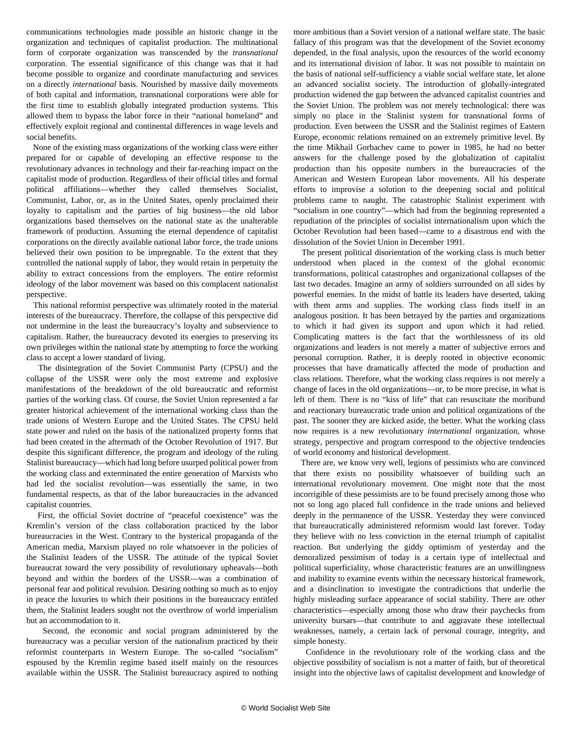communications technologies made possible an historic change in the organization and techniques of capitalist production. The multinational form of corporate organization was transcended by the *transnational* corporation. The essential significance of this change was that it had become possible to organize and coordinate manufacturing and services on a directly *international* basis. Nourished by massive daily movements of both capital and information, transnational corporations were able for the first time to establish globally integrated production systems. This allowed them to bypass the labor force in their "national homeland" and effectively exploit regional and continental differences in wage levels and social benefits.

None of the existing mass organizations of the working class were either prepared for or capable of developing an effective response to the revolutionary advances in technology and their far-reaching impact on the capitalist mode of production. Regardless of their official titles and formal political affiliations—whether they called themselves Socialist, Communist, Labor, or, as in the United States, openly proclaimed their loyalty to capitalism and the parties of big business—the old labor organizations based themselves on the national state as the unalterable framework of production. Assuming the eternal dependence of capitalist corporations on the directly available national labor force, the trade unions believed their own position to be impregnable. To the extent that they controlled the national supply of labor, they would retain in perpetuity the ability to extract concessions from the employers. The entire reformist ideology of the labor movement was based on this complacent nationalist perspective.

This national reformist perspective was ultimately rooted in the material interests of the bureaucracy. Therefore, the collapse of this perspective did not undermine in the least the bureaucracy's loyalty and subservience to capitalism. Rather, the bureaucracy devoted its energies to preserving its own privileges within the national state by attempting to force the working class to accept a lower standard of living.

The disintegration of the Soviet Communist Party (CPSU) and the collapse of the USSR were only the most extreme and explosive manifestations of the breakdown of the old bureaucratic and reformist parties of the working class. Of course, the Soviet Union represented a far greater historical achievement of the international working class than the trade unions of Western Europe and the United States. The CPSU held state power and ruled on the basis of the nationalized property forms that had been created in the aftermath of the October Revolution of 1917. But despite this significant difference, the program and ideology of the ruling Stalinist bureaucracy—which had long before usurped political power from the working class and exterminated the entire generation of Marxists who had led the socialist revolution—was essentially the same, in two fundamental respects, as that of the labor bureaucracies in the advanced capitalist countries.

First, the official Soviet doctrine of "peaceful coexistence" was the Kremlin's version of the class collaboration practiced by the labor bureaucracies in the West. Contrary to the hysterical propaganda of the American media, Marxism played no role whatsoever in the policies of the Stalinist leaders of the USSR. The attitude of the typical Soviet bureaucrat toward the very possibility of revolutionary upheavals—both beyond and within the borders of the USSR—was a combination of personal fear and political revulsion. Desiring nothing so much as to enjoy in peace the luxuries to which their positions in the bureaucracy entitled them, the Stalinist leaders sought not the overthrow of world imperialism but an accommodation to it.

Second, the economic and social program administered by the bureaucracy was a peculiar version of the nationalism practiced by their reformist counterparts in Western Europe. The so-called "socialism" espoused by the Kremlin regime based itself mainly on the resources available within the USSR. The Stalinist bureaucracy aspired to nothing more ambitious than a Soviet version of a national welfare state. The basic fallacy of this program was that the development of the Soviet economy depended, in the final analysis, upon the resources of the world economy and its international division of labor. It was not possible to maintain on the basis of national self-sufficiency a viable social welfare state, let alone an advanced socialist society. The introduction of globally-integrated production widened the gap between the advanced capitalist countries and the Soviet Union. The problem was not merely technological: there was simply no place in the Stalinist system for transnational forms of production. Even between the USSR and the Stalinist regimes of Eastern Europe, economic relations remained on an extremely primitive level. By the time Mikhail Gorbachev came to power in 1985, he had no better answers for the challenge posed by the globalization of capitalist production than his opposite numbers in the bureaucracies of the American and Western European labor movements. All his desperate efforts to improvise a solution to the deepening social and political problems came to naught. The catastrophic Stalinist experiment with "socialism in one country"—which had from the beginning represented a repudiation of the principles of socialist internationalism upon which the October Revolution had been based—came to a disastrous end with the dissolution of the Soviet Union in December 1991.

The present political disorientation of the working class is much better understood when placed in the context of the global economic transformations, political catastrophes and organizational collapses of the last two decades. Imagine an army of soldiers surrounded on all sides by powerful enemies. In the midst of battle its leaders have deserted, taking with them arms and supplies. The working class finds itself in an analogous position. It has been betrayed by the parties and organizations to which it had given its support and upon which it had relied. Complicating matters is the fact that the worthlessness of its old organizations and leaders is not merely a matter of subjective errors and personal corruption. Rather, it is deeply rooted in objective economic processes that have dramatically affected the mode of production and class relations. Therefore, what the working class requires is not merely a change of faces in the old organizations—or, to be more precise, in what is left of them. There is no "kiss of life" that can resuscitate the moribund and reactionary bureaucratic trade union and political organizations of the past. The sooner they are kicked aside, the better. What the working class now requires is a new revolutionary *international* organization, whose strategy, perspective and program correspond to the objective tendencies of world economy and historical development.

There are, we know very well, legions of pessimists who are convinced that there exists no possibility whatsoever of building such an international revolutionary movement. One might note that the most incorrigible of these pessimists are to be found precisely among those who not so long ago placed full confidence in the trade unions and believed deeply in the permanence of the USSR. Yesterday they were convinced that bureaucratically administered reformism would last forever. Today they believe with no less conviction in the eternal triumph of capitalist reaction. But underlying the giddy optimism of yesterday and the demoralized pessimism of today is a certain type of intellectual and political superficiality, whose characteristic features are an unwillingness and inability to examine events within the necessary historical framework, and a disinclination to investigate the contradictions that underlie the highly misleading surface appearance of social stability. There are other characteristics—especially among those who draw their paychecks from university bursars—that contribute to and aggravate these intellectual weaknesses, namely, a certain lack of personal courage, integrity, and simple honesty.

Confidence in the revolutionary role of the working class and the objective possibility of socialism is not a matter of faith, but of theoretical insight into the objective laws of capitalist development and knowledge of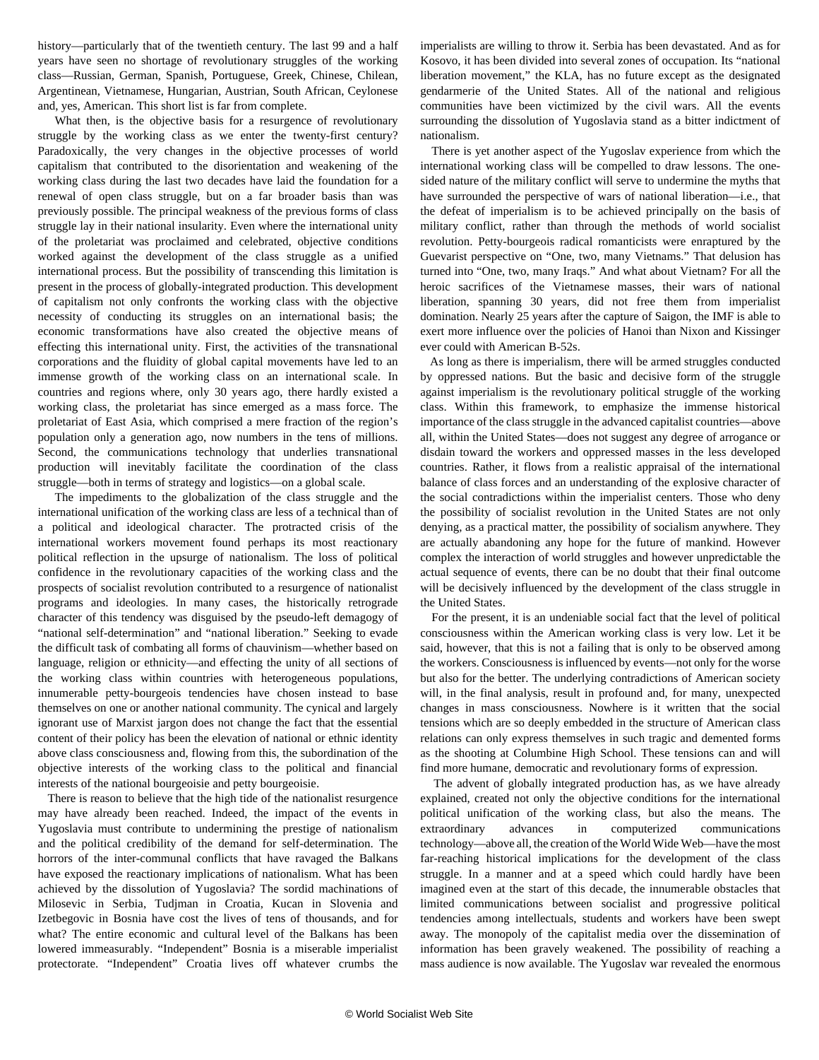history—particularly that of the twentieth century. The last 99 and a half years have seen no shortage of revolutionary struggles of the working class—Russian, German, Spanish, Portuguese, Greek, Chinese, Chilean, Argentinean, Vietnamese, Hungarian, Austrian, South African, Ceylonese and, yes, American. This short list is far from complete.

What then, is the objective basis for a resurgence of revolutionary struggle by the working class as we enter the twenty-first century? Paradoxically, the very changes in the objective processes of world capitalism that contributed to the disorientation and weakening of the working class during the last two decades have laid the foundation for a renewal of open class struggle, but on a far broader basis than was previously possible. The principal weakness of the previous forms of class struggle lay in their national insularity. Even where the international unity of the proletariat was proclaimed and celebrated, objective conditions worked against the development of the class struggle as a unified international process. But the possibility of transcending this limitation is present in the process of globally-integrated production. This development of capitalism not only confronts the working class with the objective necessity of conducting its struggles on an international basis; the economic transformations have also created the objective means of effecting this international unity. First, the activities of the transnational corporations and the fluidity of global capital movements have led to an immense growth of the working class on an international scale. In countries and regions where, only 30 years ago, there hardly existed a working class, the proletariat has since emerged as a mass force. The proletariat of East Asia, which comprised a mere fraction of the region's population only a generation ago, now numbers in the tens of millions. Second, the communications technology that underlies transnational production will inevitably facilitate the coordination of the class struggle—both in terms of strategy and logistics—on a global scale.

The impediments to the globalization of the class struggle and the international unification of the working class are less of a technical than of a political and ideological character. The protracted crisis of the international workers movement found perhaps its most reactionary political reflection in the upsurge of nationalism. The loss of political confidence in the revolutionary capacities of the working class and the prospects of socialist revolution contributed to a resurgence of nationalist programs and ideologies. In many cases, the historically retrograde character of this tendency was disguised by the pseudo-left demagogy of "national self-determination" and "national liberation." Seeking to evade the difficult task of combating all forms of chauvinism—whether based on language, religion or ethnicity—and effecting the unity of all sections of the working class within countries with heterogeneous populations, innumerable petty-bourgeois tendencies have chosen instead to base themselves on one or another national community. The cynical and largely ignorant use of Marxist jargon does not change the fact that the essential content of their policy has been the elevation of national or ethnic identity above class consciousness and, flowing from this, the subordination of the objective interests of the working class to the political and financial interests of the national bourgeoisie and petty bourgeoisie.

There is reason to believe that the high tide of the nationalist resurgence may have already been reached. Indeed, the impact of the events in Yugoslavia must contribute to undermining the prestige of nationalism and the political credibility of the demand for self-determination. The horrors of the inter-communal conflicts that have ravaged the Balkans have exposed the reactionary implications of nationalism. What has been achieved by the dissolution of Yugoslavia? The sordid machinations of Milosevic in Serbia, Tudjman in Croatia, Kucan in Slovenia and Izetbegovic in Bosnia have cost the lives of tens of thousands, and for what? The entire economic and cultural level of the Balkans has been lowered immeasurably. "Independent" Bosnia is a miserable imperialist protectorate. "Independent" Croatia lives off whatever crumbs the imperialists are willing to throw it. Serbia has been devastated. And as for Kosovo, it has been divided into several zones of occupation. Its "national liberation movement," the KLA, has no future except as the designated gendarmerie of the United States. All of the national and religious communities have been victimized by the civil wars. All the events surrounding the dissolution of Yugoslavia stand as a bitter indictment of nationalism.

There is yet another aspect of the Yugoslav experience from which the international working class will be compelled to draw lessons. The one-sided nature of the military conflict will serve to undermine the myths that have surrounded the perspective of wars of national liberation—i.e., that the defeat of imperialism is to be achieved principally on the basis of military conflict, rather than through the methods of world socialist revolution. Petty-bourgeois radical romanticists were enraptured by the Guevarist perspective on "One, two, many Vietnams." That delusion has turned into "One, two, many Iraqs." And what about Vietnam? For all the heroic sacrifices of the Vietnamese masses, their wars of national liberation, spanning 30 years, did not free them from imperialist domination. Nearly 25 years after the capture of Saigon, the IMF is able to exert more influence over the policies of Hanoi than Nixon and Kissinger ever could with American B-52s.

As long as there is imperialism, there will be armed struggles conducted by oppressed nations. But the basic and decisive form of the struggle against imperialism is the revolutionary political struggle of the working class. Within this framework, to emphasize the immense historical importance of the class struggle in the advanced capitalist countries—above all, within the United States—does not suggest any degree of arrogance or disdain toward the workers and oppressed masses in the less developed countries. Rather, it flows from a realistic appraisal of the international balance of class forces and an understanding of the explosive character of the social contradictions within the imperialist centers. Those who deny the possibility of socialist revolution in the United States are not only denying, as a practical matter, the possibility of socialism anywhere. They are actually abandoning any hope for the future of mankind. However complex the interaction of world struggles and however unpredictable the actual sequence of events, there can be no doubt that their final outcome will be decisively influenced by the development of the class struggle in the United States.

For the present, it is an undeniable social fact that the level of political consciousness within the American working class is very low. Let it be said, however, that this is not a failing that is only to be observed among the workers. Consciousness is influenced by events—not only for the worse but also for the better. The underlying contradictions of American society will, in the final analysis, result in profound and, for many, unexpected changes in mass consciousness. Nowhere is it written that the social tensions which are so deeply embedded in the structure of American class relations can only express themselves in such tragic and demented forms as the shooting at Columbine High School. These tensions can and will find more humane, democratic and revolutionary forms of expression.

The advent of globally integrated production has, as we have already explained, created not only the objective conditions for the international political unification of the working class, but also the means. The extraordinary advances in computerized communications technology—above all, the creation of the World Wide Web—have the most far-reaching historical implications for the development of the class struggle. In a manner and at a speed which could hardly have been imagined even at the start of this decade, the innumerable obstacles that limited communications between socialist and progressive political tendencies among intellectuals, students and workers have been swept away. The monopoly of the capitalist media over the dissemination of information has been gravely weakened. The possibility of reaching a mass audience is now available. The Yugoslav war revealed the enormous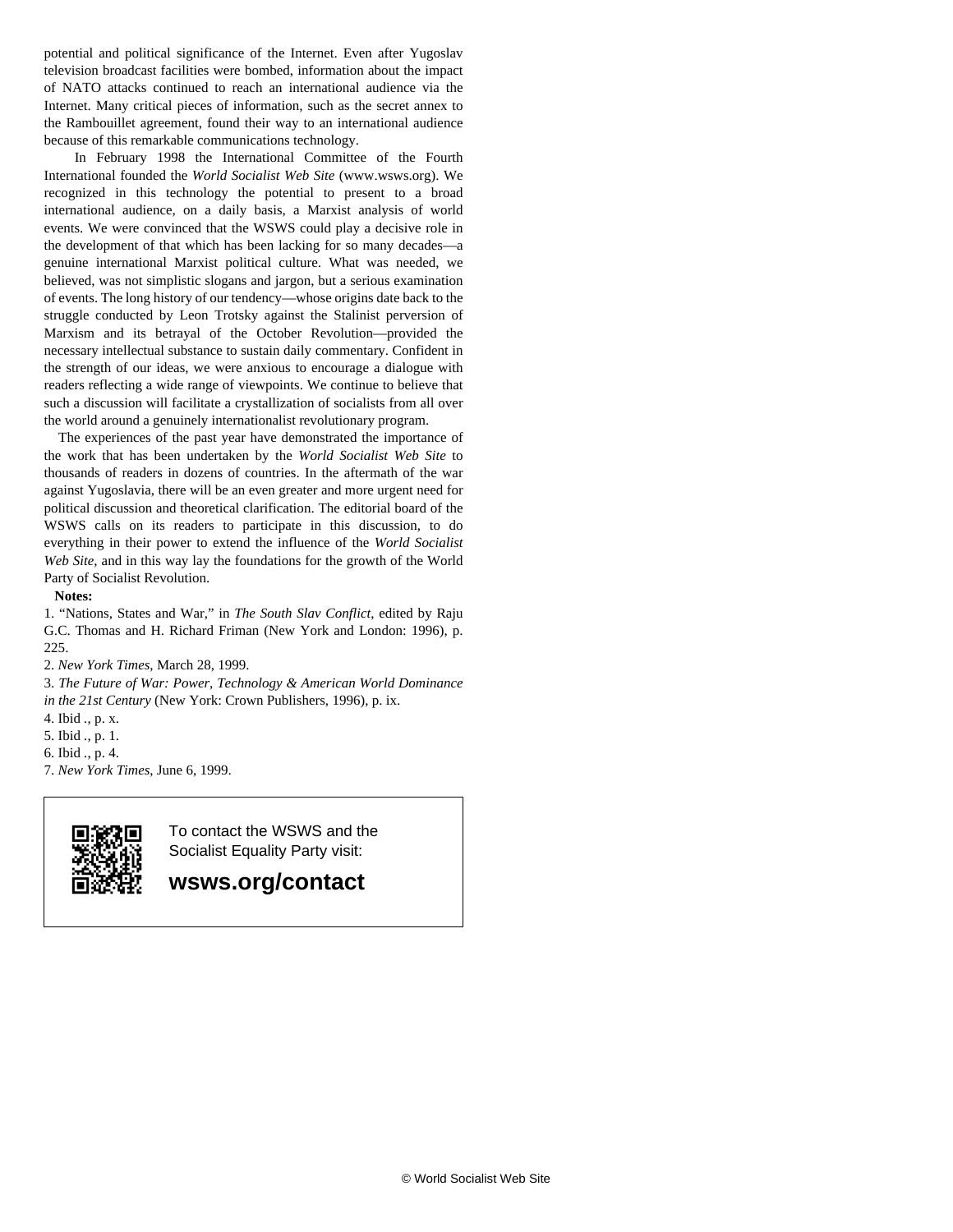potential and political significance of the Internet. Even after Yugoslav television broadcast facilities were bombed, information about the impact of NATO attacks continued to reach an international audience via the Internet. Many critical pieces of information, such as the secret annex to the Rambouillet agreement, found their way to an international audience because of this remarkable communications technology.

In February 1998 the International Committee of the Fourth International founded the *World Socialist Web Site* (www.wsws.org). We recognized in this technology the potential to present to a broad international audience, on a daily basis, a Marxist analysis of world events. We were convinced that the WSWS could play a decisive role in the development of that which has been lacking for so many decades—a genuine international Marxist political culture. What was needed, we believed, was not simplistic slogans and jargon, but a serious examination of events. The long history of our tendency—whose origins date back to the struggle conducted by Leon Trotsky against the Stalinist perversion of Marxism and its betrayal of the October Revolution—provided the necessary intellectual substance to sustain daily commentary. Confident in the strength of our ideas, we were anxious to encourage a dialogue with readers reflecting a wide range of viewpoints. We continue to believe that such a discussion will facilitate a crystallization of socialists from all over the world around a genuinely internationalist revolutionary program.

The experiences of the past year have demonstrated the importance of the work that has been undertaken by the *World Socialist Web Site* to thousands of readers in dozens of countries. In the aftermath of the war against Yugoslavia, there will be an even greater and more urgent need for political discussion and theoretical clarification. The editorial board of the WSWS calls on its readers to participate in this discussion, to do everything in their power to extend the influence of the *World Socialist Web Site*, and in this way lay the foundations for the growth of the World Party of Socialist Revolution.

**Notes:**

1. "Nations, States and War," in *The South Slav Conflict*, edited by Raju G.C. Thomas and H. Richard Friman (New York and London: 1996), p. 225.
2. *New York Times*, March 28, 1999.
3. *The Future of War: Power, Technology & American World Dominance in the 21st Century* (New York: Crown Publishers, 1996), p. ix.
4. Ibid ., p. x.
5. Ibid ., p. 1.
6. Ibid ., p. 4.
7. *New York Times*, June 6, 1999.

To contact the WSWS and the Socialist Equality Party visit:

**wsws.org/contact**